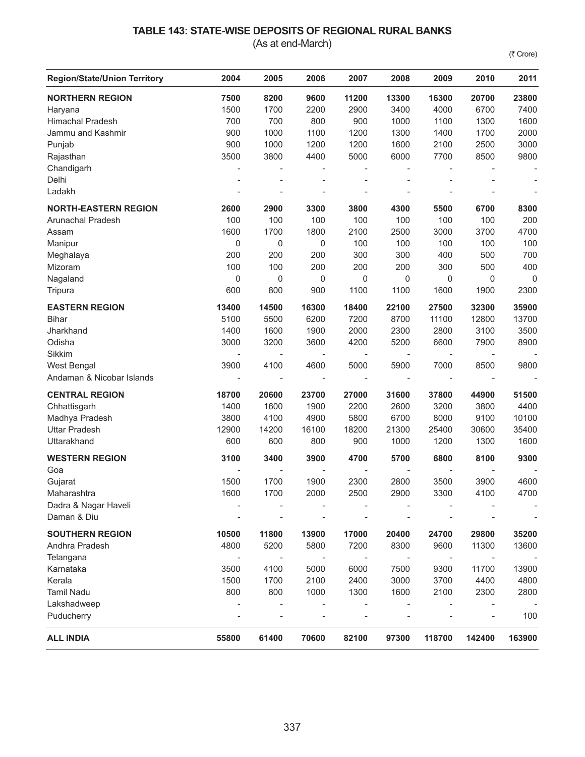# TABLE 143: STATE-WISE DEPOSITS OF REGIONAL RURAL BANKS

(As at end-March)

(₹ Crore)

| Region/State/Union Territory | 2004 | 2005 | 2006 | 2007 | 2008 | 2009 | 2010 | 2011 |
|---|---|---|---|---|---|---|---|---|
| **NORTHERN REGION** | **7500** | **8200** | **9600** | **11200** | **13300** | **16300** | **20700** | **23800** |
| Haryana | 1500 | 1700 | 2200 | 2900 | 3400 | 4000 | 6700 | 7400 |
| Himachal Pradesh | 700 | 700 | 800 | 900 | 1000 | 1100 | 1300 | 1600 |
| Jammu and Kashmir | 900 | 1000 | 1100 | 1200 | 1300 | 1400 | 1700 | 2000 |
| Punjab | 900 | 1000 | 1200 | 1200 | 1600 | 2100 | 2500 | 3000 |
| Rajasthan | 3500 | 3800 | 4400 | 5000 | 6000 | 7700 | 8500 | 9800 |
| Chandigarh | - | - | - | - | - | - | - | - |
| Delhi | - | - | - | - | - | - | - | - |
| Ladakh | - | - | - | - | - | - | - | - |
| **NORTH-EASTERN REGION** | **2600** | **2900** | **3300** | **3800** | **4300** | **5500** | **6700** | **8300** |
| Arunachal Pradesh | 100 | 100 | 100 | 100 | 100 | 100 | 100 | 200 |
| Assam | 1600 | 1700 | 1800 | 2100 | 2500 | 3000 | 3700 | 4700 |
| Manipur | 0 | 0 | 0 | 100 | 100 | 100 | 100 | 100 |
| Meghalaya | 200 | 200 | 200 | 300 | 300 | 400 | 500 | 700 |
| Mizoram | 100 | 100 | 200 | 200 | 200 | 300 | 500 | 400 |
| Nagaland | 0 | 0 | 0 | 0 | 0 | 0 | 0 | 0 |
| Tripura | 600 | 800 | 900 | 1100 | 1100 | 1600 | 1900 | 2300 |
| **EASTERN REGION** | **13400** | **14500** | **16300** | **18400** | **22100** | **27500** | **32300** | **35900** |
| Bihar | 5100 | 5500 | 6200 | 7200 | 8700 | 11100 | 12800 | 13700 |
| Jharkhand | 1400 | 1600 | 1900 | 2000 | 2300 | 2800 | 3100 | 3500 |
| Odisha | 3000 | 3200 | 3600 | 4200 | 5200 | 6600 | 7900 | 8900 |
| Sikkim | - | - | - | - | - | - | - | - |
| West Bengal | 3900 | 4100 | 4600 | 5000 | 5900 | 7000 | 8500 | 9800 |
| Andaman & Nicobar Islands | - | - | - | - | - | - | - | - |
| **CENTRAL REGION** | **18700** | **20600** | **23700** | **27000** | **31600** | **37800** | **44900** | **51500** |
| Chhattisgarh | 1400 | 1600 | 1900 | 2200 | 2600 | 3200 | 3800 | 4400 |
| Madhya Pradesh | 3800 | 4100 | 4900 | 5800 | 6700 | 8000 | 9100 | 10100 |
| Uttar Pradesh | 12900 | 14200 | 16100 | 18200 | 21300 | 25400 | 30600 | 35400 |
| Uttarakhand | 600 | 600 | 800 | 900 | 1000 | 1200 | 1300 | 1600 |
| **WESTERN REGION** | **3100** | **3400** | **3900** | **4700** | **5700** | **6800** | **8100** | **9300** |
| Goa | - | - | - | - | - | - | - | - |
| Gujarat | 1500 | 1700 | 1900 | 2300 | 2800 | 3500 | 3900 | 4600 |
| Maharashtra | 1600 | 1700 | 2000 | 2500 | 2900 | 3300 | 4100 | 4700 |
| Dadra & Nagar Haveli | - | - | - | - | - | - | - | - |
| Daman & Diu | - | - | - | - | - | - | - | - |
| **SOUTHERN REGION** | **10500** | **11800** | **13900** | **17000** | **20400** | **24700** | **29800** | **35200** |
| Andhra Pradesh | 4800 | 5200 | 5800 | 7200 | 8300 | 9600 | 11300 | 13600 |
| Telangana | - | - | - | - | - | - | - | - |
| Karnataka | 3500 | 4100 | 5000 | 6000 | 7500 | 9300 | 11700 | 13900 |
| Kerala | 1500 | 1700 | 2100 | 2400 | 3000 | 3700 | 4400 | 4800 |
| Tamil Nadu | 800 | 800 | 1000 | 1300 | 1600 | 2100 | 2300 | 2800 |
| Lakshadweep | - | - | - | - | - | - | - | - |
| Puducherry | - | - | - | - | - | - | - | 100 |
| **ALL INDIA** | **55800** | **61400** | **70600** | **82100** | **97300** | **118700** | **142400** | **163900** |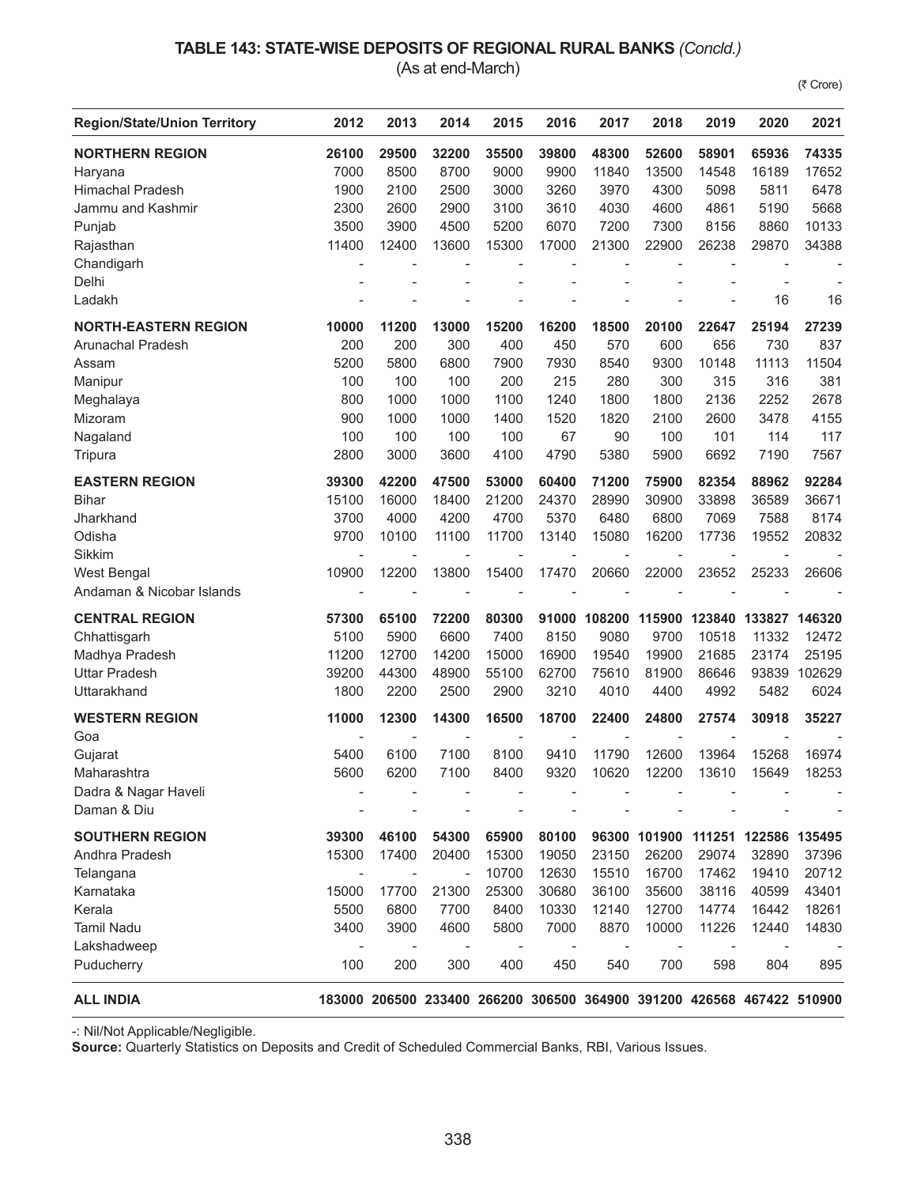## TABLE 143: STATE-WISE DEPOSITS OF REGIONAL RURAL BANKS *(Concld.)*

(As at end-March)

(₹ Crore)

| Region/State/Union Territory | 2012 | 2013 | 2014 | 2015 | 2016 | 2017 | 2018 | 2019 | 2020 | 2021 |
|---|---|---|---|---|---|---|---|---|---|---|
| **NORTHERN REGION** | **26100** | **29500** | **32200** | **35500** | **39800** | **48300** | **52600** | **58901** | **65936** | **74335** |
| Haryana | 7000 | 8500 | 8700 | 9000 | 9900 | 11840 | 13500 | 14548 | 16189 | 17652 |
| Himachal Pradesh | 1900 | 2100 | 2500 | 3000 | 3260 | 3970 | 4300 | 5098 | 5811 | 6478 |
| Jammu and Kashmir | 2300 | 2600 | 2900 | 3100 | 3610 | 4030 | 4600 | 4861 | 5190 | 5668 |
| Punjab | 3500 | 3900 | 4500 | 5200 | 6070 | 7200 | 7300 | 8156 | 8860 | 10133 |
| Rajasthan | 11400 | 12400 | 13600 | 15300 | 17000 | 21300 | 22900 | 26238 | 29870 | 34388 |
| Chandigarh | - | - | - | - | - | - | - | - | - | - |
| Delhi | - | - | - | - | - | - | - | - | - | - |
| Ladakh | - | - | - | - | - | - | - | - | 16 | 16 |
| **NORTH-EASTERN REGION** | **10000** | **11200** | **13000** | **15200** | **16200** | **18500** | **20100** | **22647** | **25194** | **27239** |
| Arunachal Pradesh | 200 | 200 | 300 | 400 | 450 | 570 | 600 | 656 | 730 | 837 |
| Assam | 5200 | 5800 | 6800 | 7900 | 7930 | 8540 | 9300 | 10148 | 11113 | 11504 |
| Manipur | 100 | 100 | 100 | 200 | 215 | 280 | 300 | 315 | 316 | 381 |
| Meghalaya | 800 | 1000 | 1000 | 1100 | 1240 | 1800 | 1800 | 2136 | 2252 | 2678 |
| Mizoram | 900 | 1000 | 1000 | 1400 | 1520 | 1820 | 2100 | 2600 | 3478 | 4155 |
| Nagaland | 100 | 100 | 100 | 100 | 67 | 90 | 100 | 101 | 114 | 117 |
| Tripura | 2800 | 3000 | 3600 | 4100 | 4790 | 5380 | 5900 | 6692 | 7190 | 7567 |
| **EASTERN REGION** | **39300** | **42200** | **47500** | **53000** | **60400** | **71200** | **75900** | **82354** | **88962** | **92284** |
| Bihar | 15100 | 16000 | 18400 | 21200 | 24370 | 28990 | 30900 | 33898 | 36589 | 36671 |
| Jharkhand | 3700 | 4000 | 4200 | 4700 | 5370 | 6480 | 6800 | 7069 | 7588 | 8174 |
| Odisha | 9700 | 10100 | 11100 | 11700 | 13140 | 15080 | 16200 | 17736 | 19552 | 20832 |
| Sikkim | - | - | - | - | - | - | - | - | - | - |
| West Bengal | 10900 | 12200 | 13800 | 15400 | 17470 | 20660 | 22000 | 23652 | 25233 | 26606 |
| Andaman & Nicobar Islands | - | - | - | - | - | - | - | - | - | - |
| **CENTRAL REGION** | **57300** | **65100** | **72200** | **80300** | **91000** | **108200** | **115900** | **123840** | **133827** | **146320** |
| Chhattisgarh | 5100 | 5900 | 6600 | 7400 | 8150 | 9080 | 9700 | 10518 | 11332 | 12472 |
| Madhya Pradesh | 11200 | 12700 | 14200 | 15000 | 16900 | 19540 | 19900 | 21685 | 23174 | 25195 |
| Uttar Pradesh | 39200 | 44300 | 48900 | 55100 | 62700 | 75610 | 81900 | 86646 | 93839 | 102629 |
| Uttarakhand | 1800 | 2200 | 2500 | 2900 | 3210 | 4010 | 4400 | 4992 | 5482 | 6024 |
| **WESTERN REGION** | **11000** | **12300** | **14300** | **16500** | **18700** | **22400** | **24800** | **27574** | **30918** | **35227** |
| Goa | - | - | - | - | - | - | - | - | - | - |
| Gujarat | 5400 | 6100 | 7100 | 8100 | 9410 | 11790 | 12600 | 13964 | 15268 | 16974 |
| Maharashtra | 5600 | 6200 | 7100 | 8400 | 9320 | 10620 | 12200 | 13610 | 15649 | 18253 |
| Dadra & Nagar Haveli | - | - | - | - | - | - | - | - | - | - |
| Daman & Diu | - | - | - | - | - | - | - | - | - | - |
| **SOUTHERN REGION** | **39300** | **46100** | **54300** | **65900** | **80100** | **96300** | **101900** | **111251** | **122586** | **135495** |
| Andhra Pradesh | 15300 | 17400 | 20400 | 15300 | 19050 | 23150 | 26200 | 29074 | 32890 | 37396 |
| Telangana | - | - | - | 10700 | 12630 | 15510 | 16700 | 17462 | 19410 | 20712 |
| Karnataka | 15000 | 17700 | 21300 | 25300 | 30680 | 36100 | 35600 | 38116 | 40599 | 43401 |
| Kerala | 5500 | 6800 | 7700 | 8400 | 10330 | 12140 | 12700 | 14774 | 16442 | 18261 |
| Tamil Nadu | 3400 | 3900 | 4600 | 5800 | 7000 | 8870 | 10000 | 11226 | 12440 | 14830 |
| Lakshadweep | - | - | - | - | - | - | - | - | - | - |
| Puducherry | 100 | 200 | 300 | 400 | 450 | 540 | 700 | 598 | 804 | 895 |
| **ALL INDIA** | **183000** | **206500** | **233400** | **266200** | **306500** | **364900** | **391200** | **426568** | **467422** | **510900** |

-: Nil/Not Applicable/Negligible.

**Source:** Quarterly Statistics on Deposits and Credit of Scheduled Commercial Banks, RBI, Various Issues.